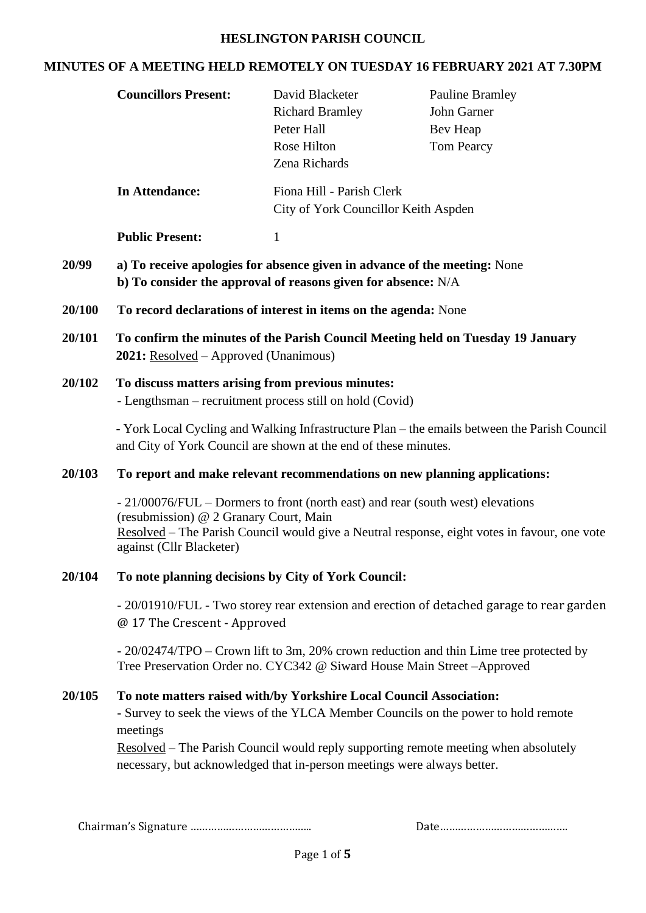# HESLINGTON PARISH COUNCIL

## MINUTES OF A MEETING HELD REMOTELY ON TUESDAY 16 FEBRUARY 2021 AT 7.30PM

**Councillors Present:** David Blacketer, Pauline Bramley, Richard Bramley, John Garner, Peter Hall, Bev Heap, Rose Hilton, Tom Pearcy, Zena Richards

**In Attendance:** Fiona Hill - Parish Clerk
City of York Councillor Keith Aspden

**Public Present:** 1

**20/99** **a) To receive apologies for absence given in advance of the meeting:** None
**b) To consider the approval of reasons given for absence:** N/A

**20/100** **To record declarations of interest in items on the agenda:** None

**20/101** **To confirm the minutes of the Parish Council Meeting held on Tuesday 19 January 2021:** Resolved – Approved (Unanimous)

**20/102** **To discuss matters arising from previous minutes:**
- Lengthsman – recruitment process still on hold (Covid)

- York Local Cycling and Walking Infrastructure Plan – the emails between the Parish Council and City of York Council are shown at the end of these minutes.

**20/103** **To report and make relevant recommendations on new planning applications:**

- 21/00076/FUL – Dormers to front (north east) and rear (south west) elevations (resubmission) @ 2 Granary Court, Main
Resolved – The Parish Council would give a Neutral response, eight votes in favour, one vote against (Cllr Blacketer)

**20/104** **To note planning decisions by City of York Council:**

- 20/01910/FUL - Two storey rear extension and erection of detached garage to rear garden @ 17 The Crescent - Approved

- 20/02474/TPO – Crown lift to 3m, 20% crown reduction and thin Lime tree protected by Tree Preservation Order no. CYC342 @ Siward House Main Street –Approved

**20/105** **To note matters raised with/by Yorkshire Local Council Association:**
- Survey to seek the views of the YLCA Member Councils on the power to hold remote meetings
Resolved – The Parish Council would reply supporting remote meeting when absolutely necessary, but acknowledged that in-person meetings were always better.

Chairman's Signature …………………………………… Date……………………………………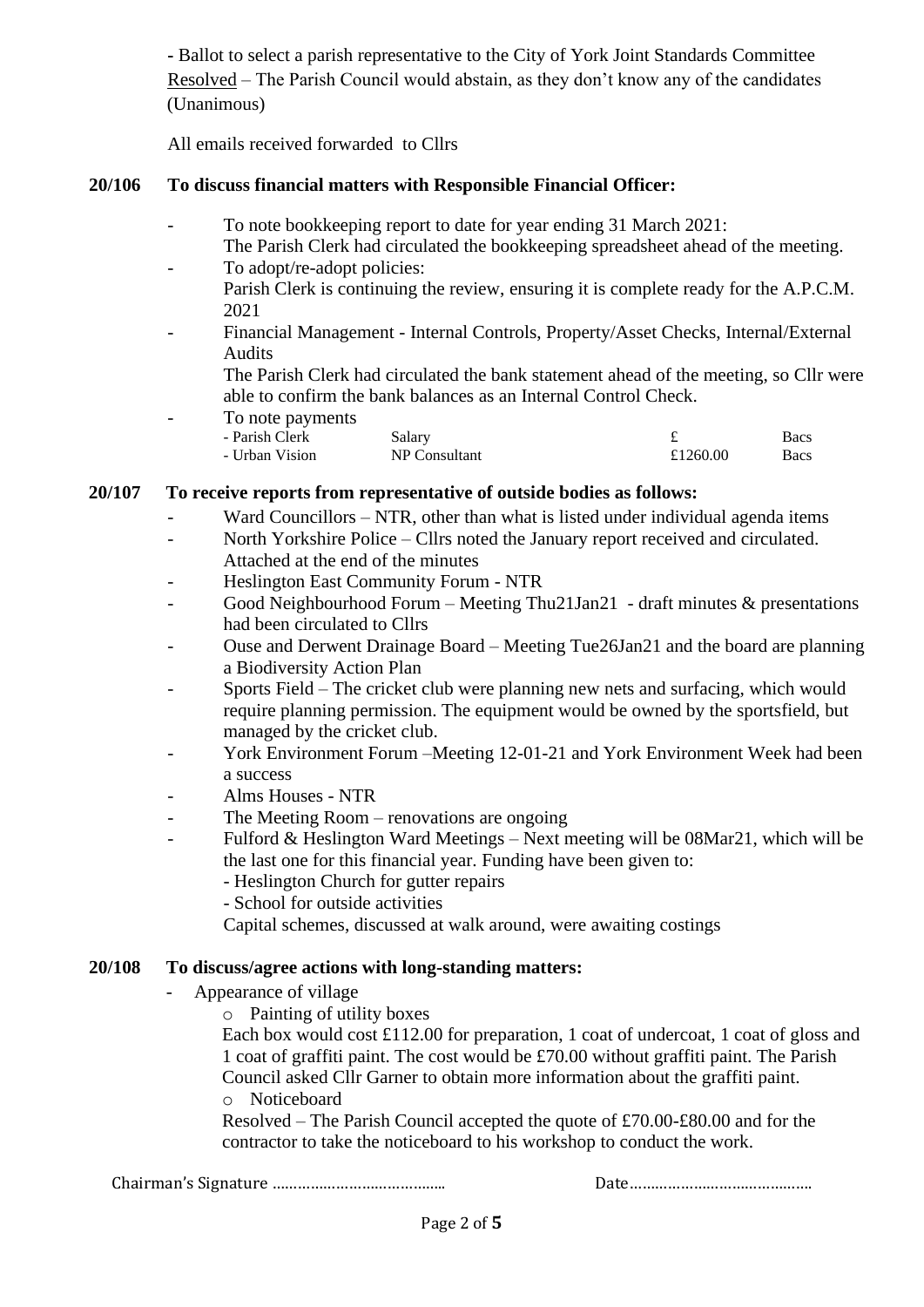- Ballot to select a parish representative to the City of York Joint Standards Committee
Resolved – The Parish Council would abstain, as they don't know any of the candidates (Unanimous)

All emails received forwarded to Cllrs

**20/106 To discuss financial matters with Responsible Financial Officer:**

- To note bookkeeping report to date for year ending 31 March 2021:
  The Parish Clerk had circulated the bookkeeping spreadsheet ahead of the meeting.
- To adopt/re-adopt policies:
  Parish Clerk is continuing the review, ensuring it is complete ready for the A.P.C.M. 2021
- Financial Management - Internal Controls, Property/Asset Checks, Internal/External Audits
  The Parish Clerk had circulated the bank statement ahead of the meeting, so Cllr were able to confirm the bank balances as an Internal Control Check.
- To note payments

| | | | |
|---|---|---|---|
| - Parish Clerk | Salary | £ | Bacs |
| - Urban Vision | NP Consultant | £1260.00 | Bacs |

**20/107 To receive reports from representative of outside bodies as follows:**

- Ward Councillors – NTR, other than what is listed under individual agenda items
- North Yorkshire Police – Cllrs noted the January report received and circulated. Attached at the end of the minutes
- Heslington East Community Forum - NTR
- Good Neighbourhood Forum – Meeting Thu21Jan21 - draft minutes & presentations had been circulated to Cllrs
- Ouse and Derwent Drainage Board – Meeting Tue26Jan21 and the board are planning a Biodiversity Action Plan
- Sports Field – The cricket club were planning new nets and surfacing, which would require planning permission. The equipment would be owned by the sportsfield, but managed by the cricket club.
- York Environment Forum –Meeting 12-01-21 and York Environment Week had been a success
- Alms Houses - NTR
- The Meeting Room – renovations are ongoing
- Fulford & Heslington Ward Meetings – Next meeting will be 08Mar21, which will be the last one for this financial year. Funding have been given to:
  - Heslington Church for gutter repairs
  - School for outside activities

  Capital schemes, discussed at walk around, were awaiting costings

**20/108 To discuss/agree actions with long-standing matters:**

- Appearance of village
  - Painting of utility boxes

    Each box would cost £112.00 for preparation, 1 coat of undercoat, 1 coat of gloss and 1 coat of graffiti paint. The cost would be £70.00 without graffiti paint. The Parish Council asked Cllr Garner to obtain more information about the graffiti paint.
  - Noticeboard

    Resolved – The Parish Council accepted the quote of £70.00-£80.00 and for the contractor to take the noticeboard to his workshop to conduct the work.

Chairman's Signature …………………………………… Date……………………………………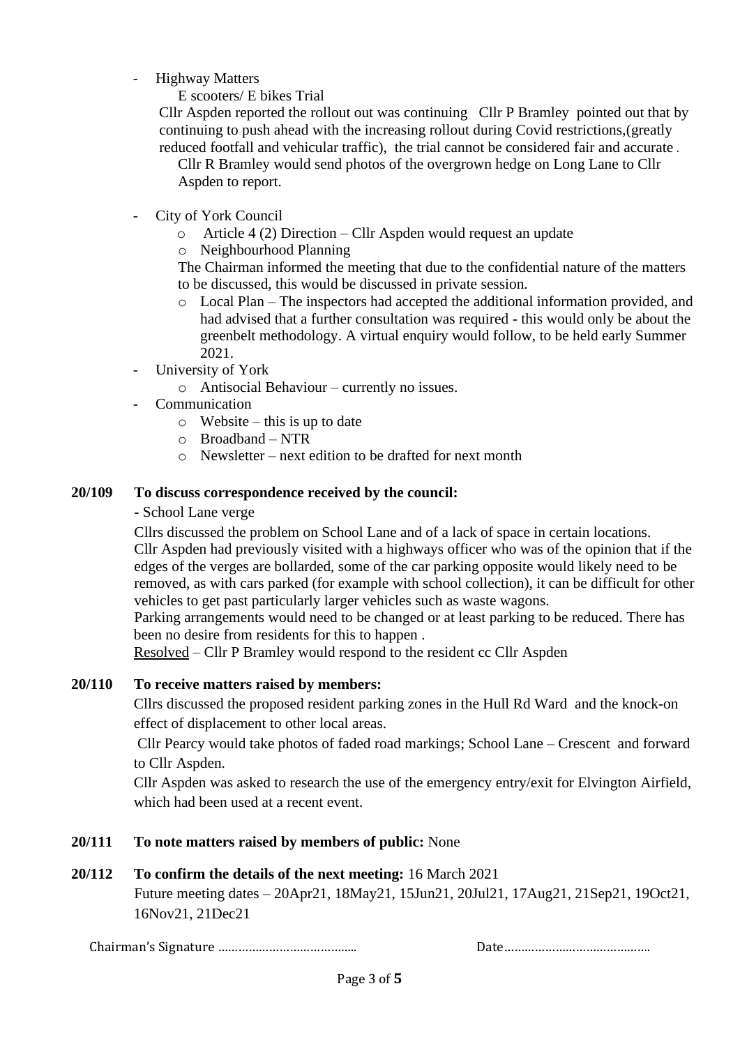- Highway Matters

  E scooters/ E bikes Trial

  Cllr Aspden reported the rollout out was continuing  Cllr P Bramley pointed out that by continuing to push ahead with the increasing rollout during Covid restrictions,(greatly reduced footfall and vehicular traffic), the trial cannot be considered fair and accurate .

  Cllr R Bramley would send photos of the overgrown hedge on Long Lane to Cllr Aspden to report.

- City of York Council
  - Article 4 (2) Direction – Cllr Aspden would request an update
  - Neighbourhood Planning

    The Chairman informed the meeting that due to the confidential nature of the matters to be discussed, this would be discussed in private session.
  - Local Plan – The inspectors had accepted the additional information provided, and had advised that a further consultation was required - this would only be about the greenbelt methodology. A virtual enquiry would follow, to be held early Summer 2021.
- University of York
  - Antisocial Behaviour – currently no issues.
- Communication
  - Website – this is up to date
  - Broadband – NTR
  - Newsletter – next edition to be drafted for next month

**20/109 To discuss correspondence received by the council:**

- School Lane verge

Cllrs discussed the problem on School Lane and of a lack of space in certain locations. Cllr Aspden had previously visited with a highways officer who was of the opinion that if the edges of the verges are bollarded, some of the car parking opposite would likely need to be removed, as with cars parked (for example with school collection), it can be difficult for other vehicles to get past particularly larger vehicles such as waste wagons.

Parking arrangements would need to be changed or at least parking to be reduced. There has been no desire from residents for this to happen .

<u>Resolved</u> – Cllr P Bramley would respond to the resident cc Cllr Aspden

**20/110 To receive matters raised by members:**

Cllrs discussed the proposed resident parking zones in the Hull Rd Ward and the knock-on effect of displacement to other local areas.

Cllr Pearcy would take photos of faded road markings; School Lane – Crescent and forward to Cllr Aspden.

Cllr Aspden was asked to research the use of the emergency entry/exit for Elvington Airfield, which had been used at a recent event.

**20/111 To note matters raised by members of public:** None

**20/112 To confirm the details of the next meeting:** 16 March 2021

Future meeting dates – 20Apr21, 18May21, 15Jun21, 20Jul21, 17Aug21, 21Sep21, 19Oct21, 16Nov21, 21Dec21

Chairman's Signature …………………………………… Date……………………………………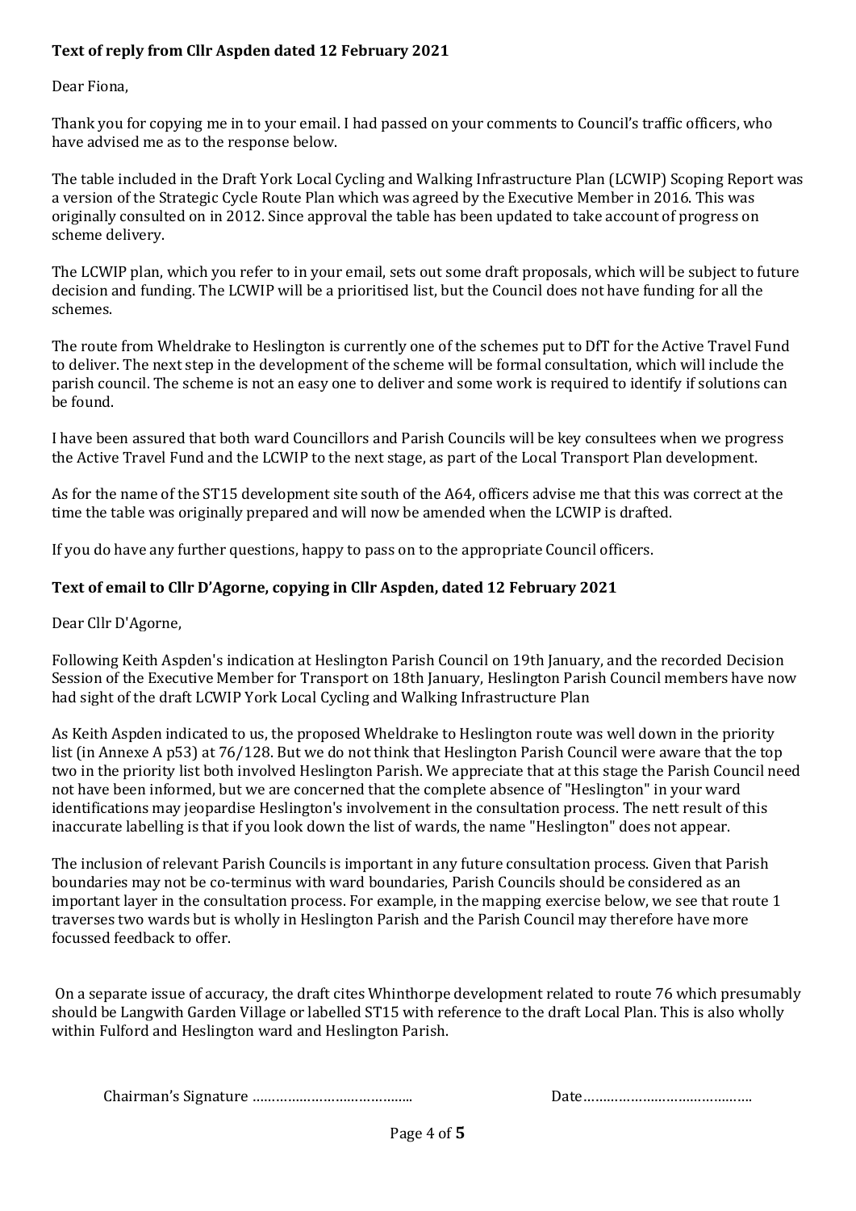**Text of reply from Cllr Aspden dated 12 February 2021**

Dear Fiona,

Thank you for copying me in to your email. I had passed on your comments to Council's traffic officers, who have advised me as to the response below.

The table included in the Draft York Local Cycling and Walking Infrastructure Plan (LCWIP) Scoping Report was a version of the Strategic Cycle Route Plan which was agreed by the Executive Member in 2016. This was originally consulted on in 2012. Since approval the table has been updated to take account of progress on scheme delivery.

The LCWIP plan, which you refer to in your email, sets out some draft proposals, which will be subject to future decision and funding. The LCWIP will be a prioritised list, but the Council does not have funding for all the schemes.

The route from Wheldrake to Heslington is currently one of the schemes put to DfT for the Active Travel Fund to deliver. The next step in the development of the scheme will be formal consultation, which will include the parish council. The scheme is not an easy one to deliver and some work is required to identify if solutions can be found.

I have been assured that both ward Councillors and Parish Councils will be key consultees when we progress the Active Travel Fund and the LCWIP to the next stage, as part of the Local Transport Plan development.

As for the name of the ST15 development site south of the A64, officers advise me that this was correct at the time the table was originally prepared and will now be amended when the LCWIP is drafted.

If you do have any further questions, happy to pass on to the appropriate Council officers.

**Text of email to Cllr D'Agorne, copying in Cllr Aspden, dated 12 February 2021**

Dear Cllr D'Agorne,

Following Keith Aspden's indication at Heslington Parish Council on 19th January, and the recorded Decision Session of the Executive Member for Transport on 18th January, Heslington Parish Council members have now had sight of the draft LCWIP York Local Cycling and Walking Infrastructure Plan

As Keith Aspden indicated to us, the proposed Wheldrake to Heslington route was well down in the priority list (in Annexe A p53) at 76/128. But we do not think that Heslington Parish Council were aware that the top two in the priority list both involved Heslington Parish. We appreciate that at this stage the Parish Council need not have been informed, but we are concerned that the complete absence of "Heslington" in your ward identifications may jeopardise Heslington's involvement in the consultation process. The nett result of this inaccurate labelling is that if you look down the list of wards, the name "Heslington" does not appear.

The inclusion of relevant Parish Councils is important in any future consultation process. Given that Parish boundaries may not be co-terminus with ward boundaries, Parish Councils should be considered as an important layer in the consultation process. For example, in the mapping exercise below, we see that route 1 traverses two wards but is wholly in Heslington Parish and the Parish Council may therefore have more focussed feedback to offer.

On a separate issue of accuracy, the draft cites Whinthorpe development related to route 76 which presumably should be Langwith Garden Village or labelled ST15 with reference to the draft Local Plan. This is also wholly within Fulford and Heslington ward and Heslington Parish.

Chairman's Signature ………………………………..  Date…………………………………..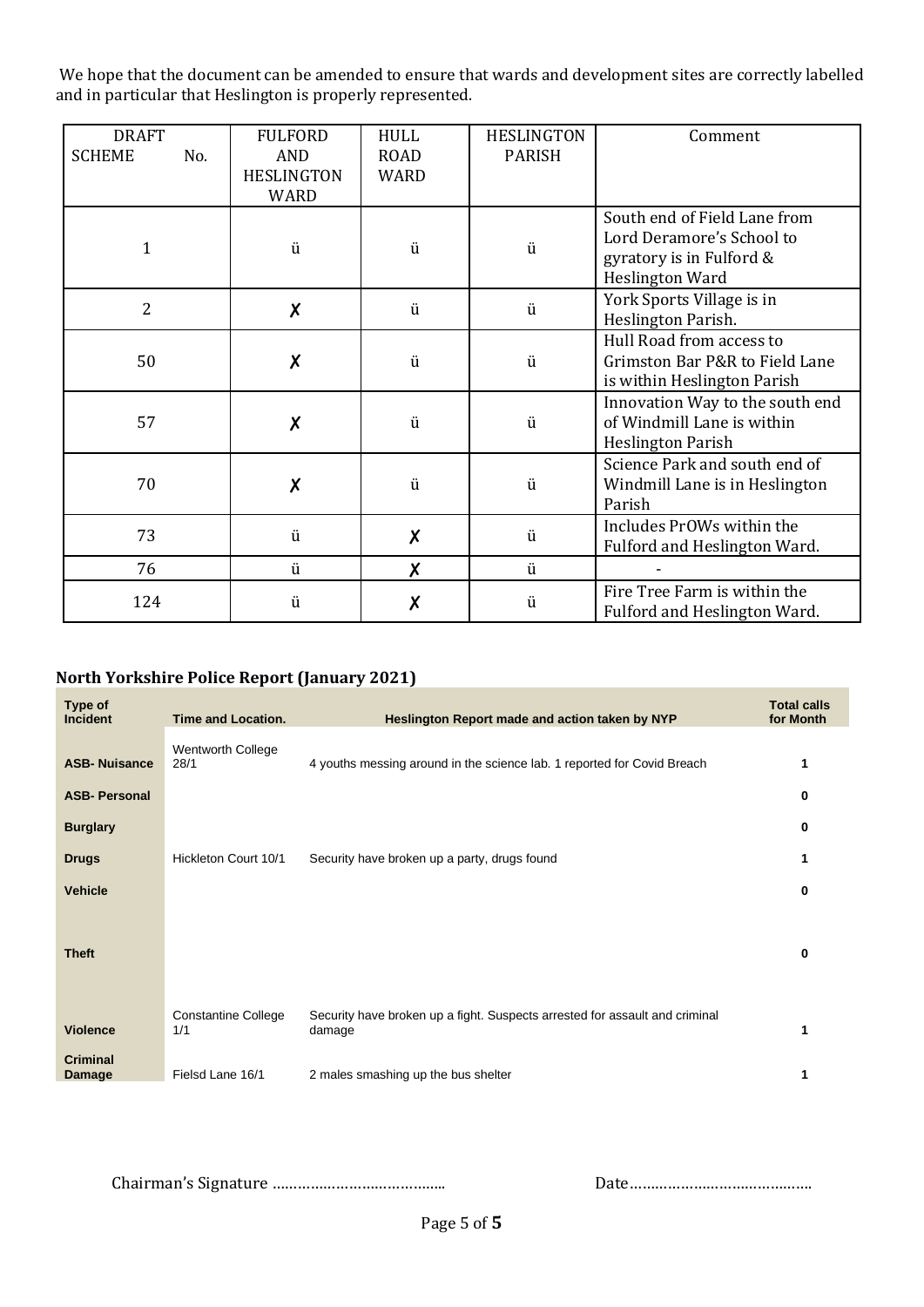We hope that the document can be amended to ensure that wards and development sites are correctly labelled and in particular that Heslington is properly represented.

| DRAFT SCHEME No. | FULFORD AND HESLINGTON WARD | HULL ROAD WARD | HESLINGTON PARISH | Comment |
|---|---|---|---|---|
| 1 | ü | ü | ü | South end of Field Lane from Lord Deramore's School to gyratory is in Fulford & Heslington Ward |
| 2 | ✗ | ü | ü | York Sports Village is in Heslington Parish. |
| 50 | ✗ | ü | ü | Hull Road from access to Grimston Bar P&R to Field Lane is within Heslington Parish |
| 57 | ✗ | ü | ü | Innovation Way to the south end of Windmill Lane is within Heslington Parish |
| 70 | ✗ | ü | ü | Science Park and south end of Windmill Lane is in Heslington Parish |
| 73 | ü | ✗ | ü | Includes PrOWs within the Fulford and Heslington Ward. |
| 76 | ü | ✗ | ü | - |
| 124 | ü | ✗ | ü | Fire Tree Farm is within the Fulford and Heslington Ward. |

## North Yorkshire Police Report (January 2021)

| Type of Incident | Time and Location. | Heslington Report made and action taken by NYP | Total calls for Month |
|---|---|---|---|
| **ASB- Nuisance** | Wentworth College 28/1 | 4 youths messing around in the science lab. 1 reported for Covid Breach | 1 |
| **ASB- Personal** | | | 0 |
| **Burglary** | | | 0 |
| **Drugs** | Hickleton Court 10/1 | Security have broken up a party, drugs found | 1 |
| **Vehicle** | | | 0 |
| **Theft** | | | 0 |
| **Violence** | Constantine College 1/1 | Security have broken up a fight. Suspects arrested for assault and criminal damage | 1 |
| **Criminal Damage** | Fielsd Lane 16/1 | 2 males smashing up the bus shelter | 1 |

Chairman's Signature …………………………………… Date……………………………………